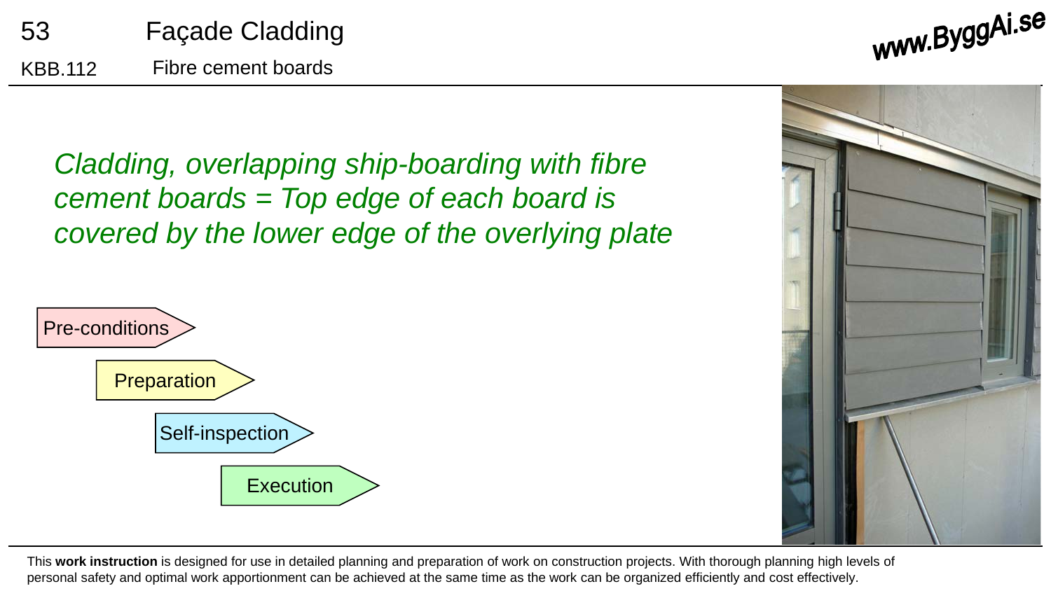# 53 Façade Cladding

## KBB.112 Fibre cement boards

www.ByggAi.se

*Cladding, overlapping ship-boarding with fibre cement boards = Top edge of each board is covered by the lower edge of the overlying plate*

- Pre-conditions
- Preparation
- Self-inspection
- Execution

This **work instruction** is designed for use in detailed planning and preparation of work on construction projects. With thorough planning high levels of personal safety and optimal work apportionment can be achieved at the same time as the work can be organized efficiently and cost effectively.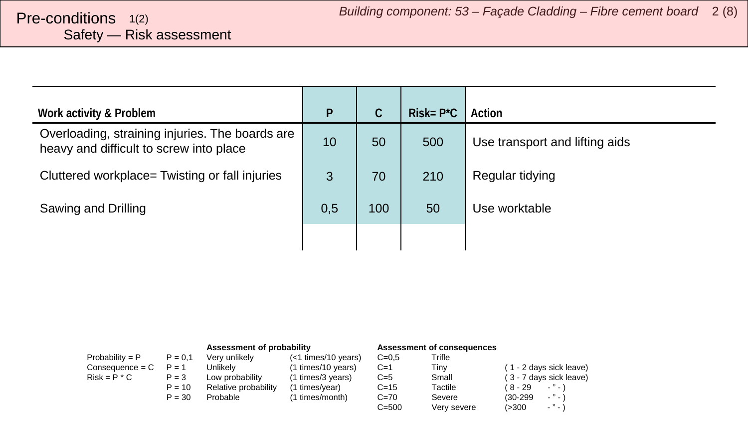# Pre-conditions 1(2)

## Safety — Risk assessment

| Work activity & Problem | P | C | Risk= P*C | Action |
|---|---|---|---|---|
| Overloading, straining injuries. The boards are heavy and difficult to screw into place | 10 | 50 | 500 | Use transport and lifting aids |
| Cluttered workplace= Twisting or fall injuries | 3 | 70 | 210 | Regular tidying |
| Sawing and Drilling | 0,5 | 100 | 50 | Use worktable |
| | | | | |

| | | **Assessment of probability** | | **Assessment of consequences** | | |
|---|---|---|---|---|---|---|
| Probability = P | P = 0,1 | Very unlikely | (<1 times/10 years) | C=0,5 | Trifle | |
| Consequence = C | P = 1 | Unlikely | (1 times/10 years) | C=1 | Tiny | ( 1 - 2 days sick leave) |
| Risk = P * C | P = 3 | Low probability | (1 times/3 years) | C=5 | Small | ( 3 - 7 days sick leave) |
| | P = 10 | Relative probability | (1 times/year) | C=15 | Tactile | ( 8 - 29 - " - ) |
| | P = 30 | Probable | (1 times/month) | C=70 | Severe | (30-299 - " - ) |
| | | | | C=500 | Very severe | (>300 - " - ) |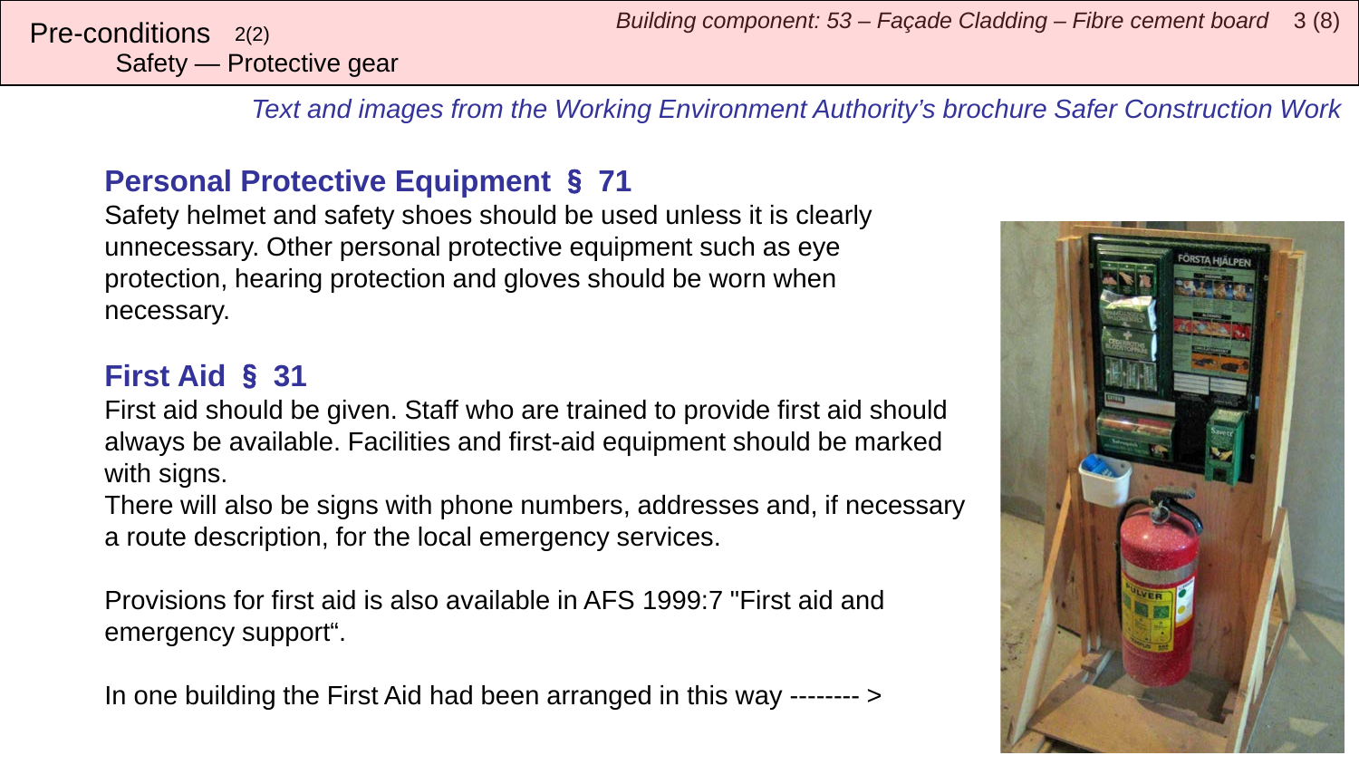Pre-conditions 2(2)
Safety — Protective gear

*Text and images from the Working Environment Authority's brochure Safer Construction Work*

## Personal Protective Equipment § 71

Safety helmet and safety shoes should be used unless it is clearly unnecessary. Other personal protective equipment such as eye protection, hearing protection and gloves should be worn when necessary.

## First Aid § 31

First aid should be given. Staff who are trained to provide first aid should always be available. Facilities and first-aid equipment should be marked with signs.
There will also be signs with phone numbers, addresses and, if necessary a route description, for the local emergency services.

Provisions for first aid is also available in AFS 1999:7 "First aid and emergency support".

In one building the First Aid had been arranged in this way -------- >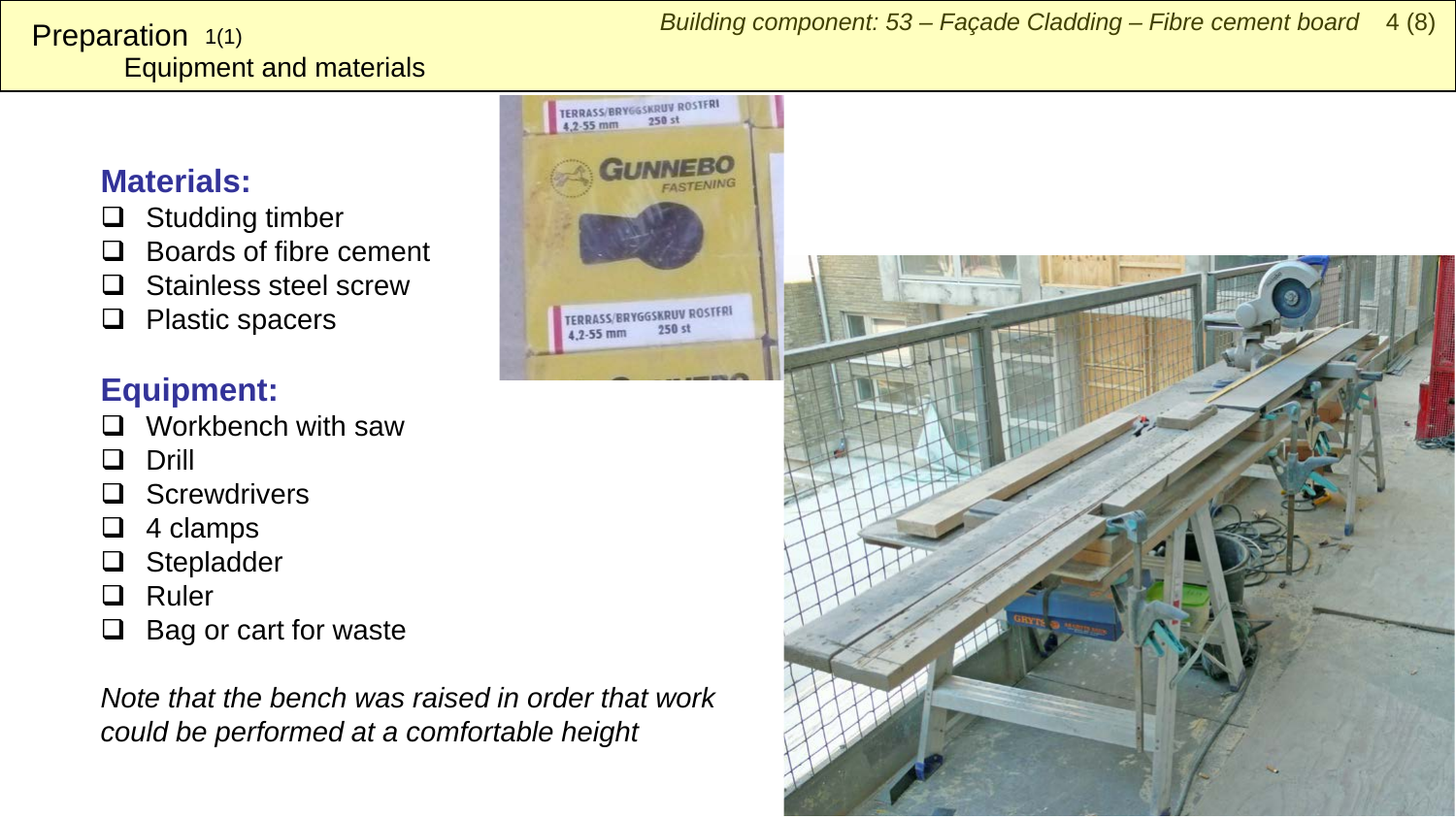# Preparation 1(1)

## Equipment and materials

### Materials:

- Studding timber
- Boards of fibre cement
- Stainless steel screw
- Plastic spacers

### Equipment:

- Workbench with saw
- Drill
- Screwdrivers
- 4 clamps
- Stepladder
- Ruler
- Bag or cart for waste

*Note that the bench was raised in order that work could be performed at a comfortable height*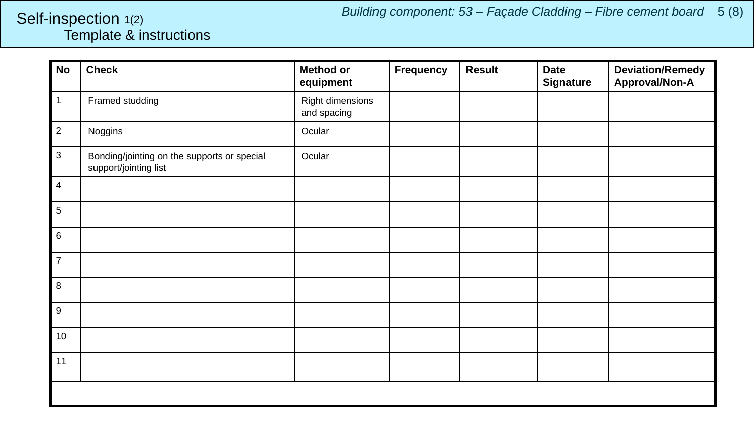# Self-inspection 1(2)

## Template & instructions

*Building component: 53 – Façade Cladding – Fibre cement board*

| No | Check | Method or equipment | Frequency | Result | Date Signature | Deviation/Remedy Approval/Non-A |
|---|---|---|---|---|---|---|
| 1 | Framed studding | Right dimensions and spacing | | | | |
| 2 | Noggins | Ocular | | | | |
| 3 | Bonding/jointing on the supports or special support/jointing list | Ocular | | | | |
| 4 | | | | | | |
| 5 | | | | | | |
| 6 | | | | | | |
| 7 | | | | | | |
| 8 | | | | | | |
| 9 | | | | | | |
| 10 | | | | | | |
| 11 | | | | | | |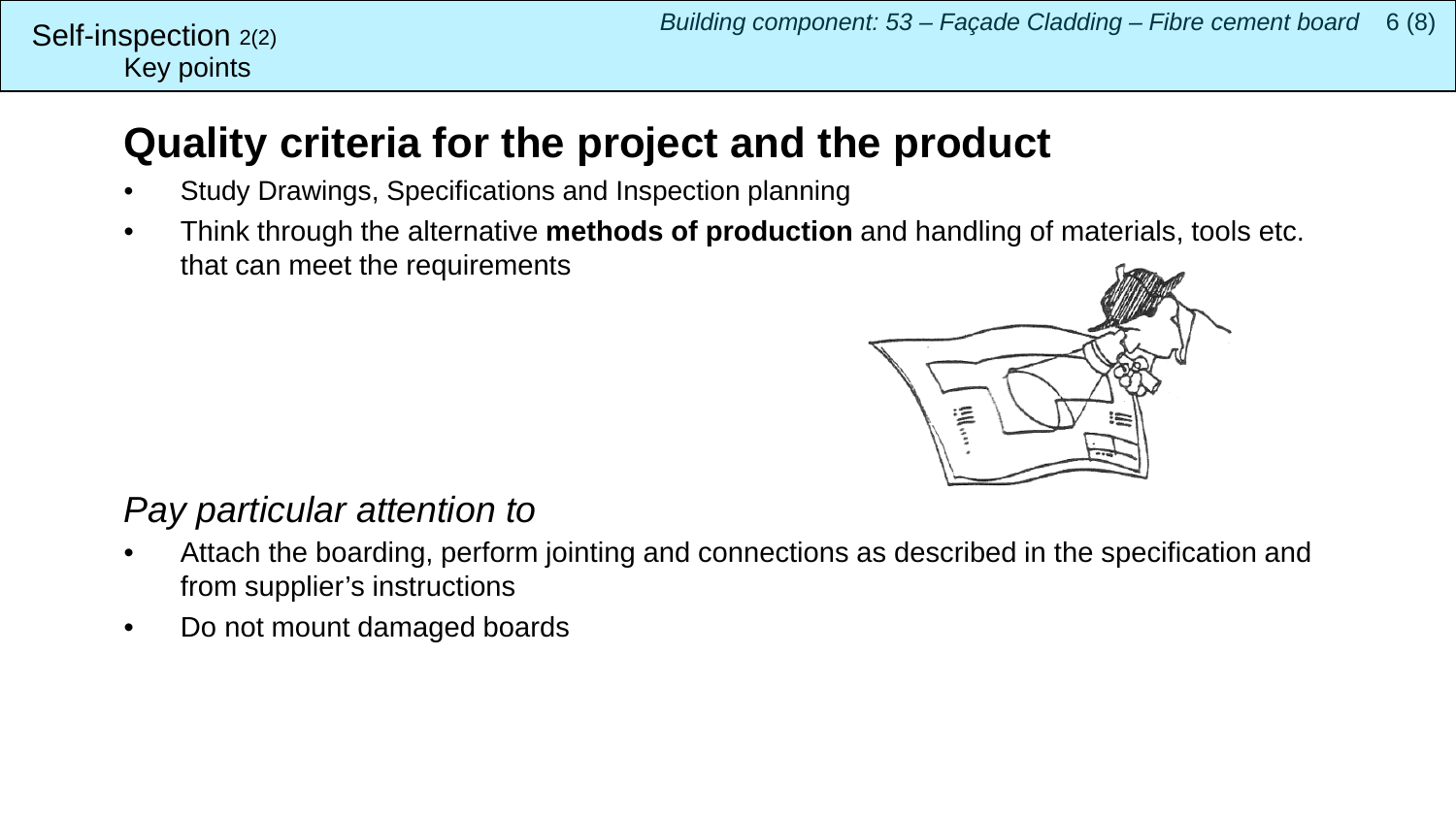Self-inspection 2(2)
Key points

# Quality criteria for the project and the product

- Study Drawings, Specifications and Inspection planning
- Think through the alternative **methods of production** and handling of materials, tools etc. that can meet the requirements

*Pay particular attention to*

- Attach the boarding, perform jointing and connections as described in the specification and from supplier's instructions
- Do not mount damaged boards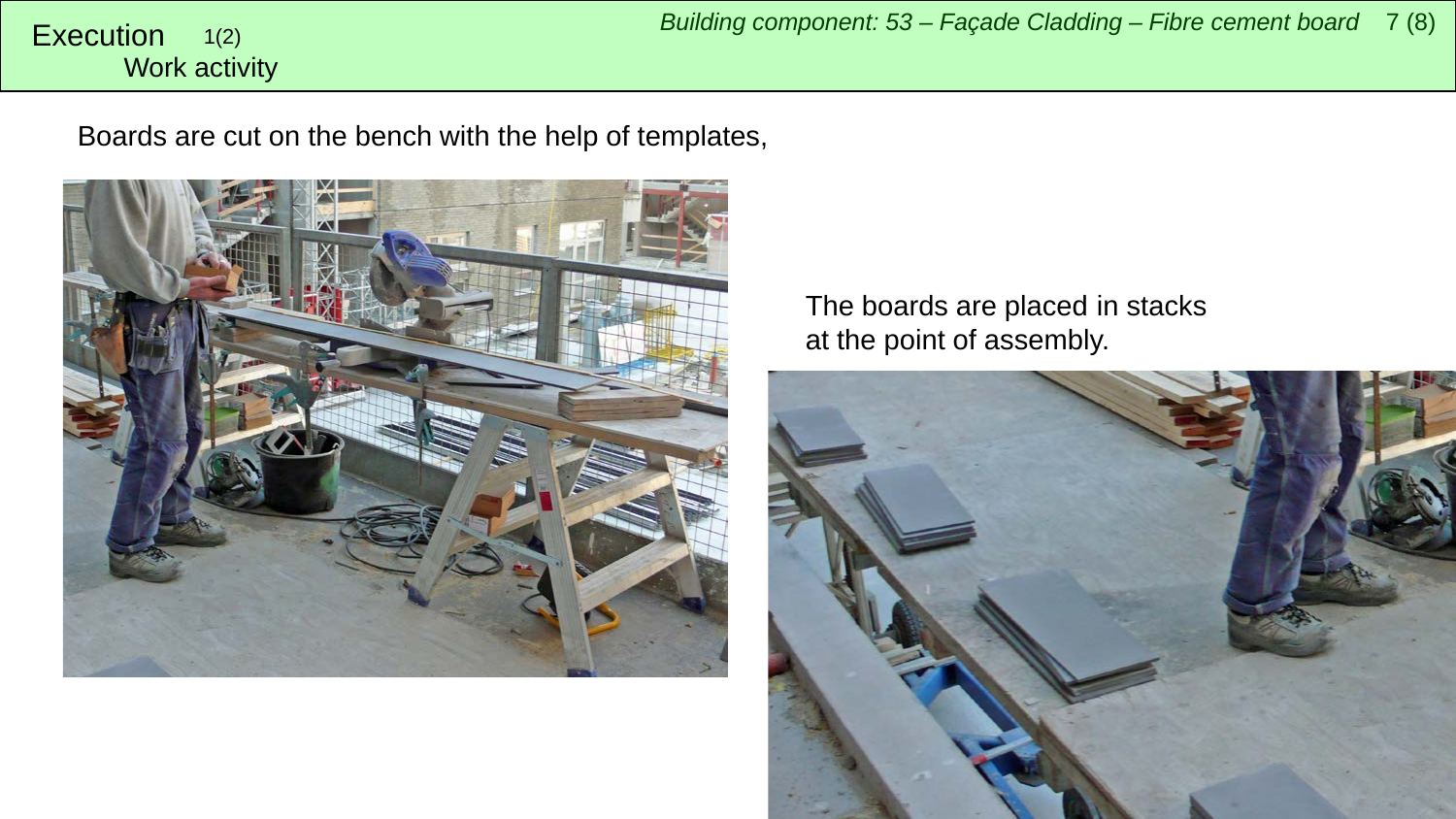# Execution 1(2)

## Work activity

Boards are cut on the bench with the help of templates,

The boards are placed in stacks at the point of assembly.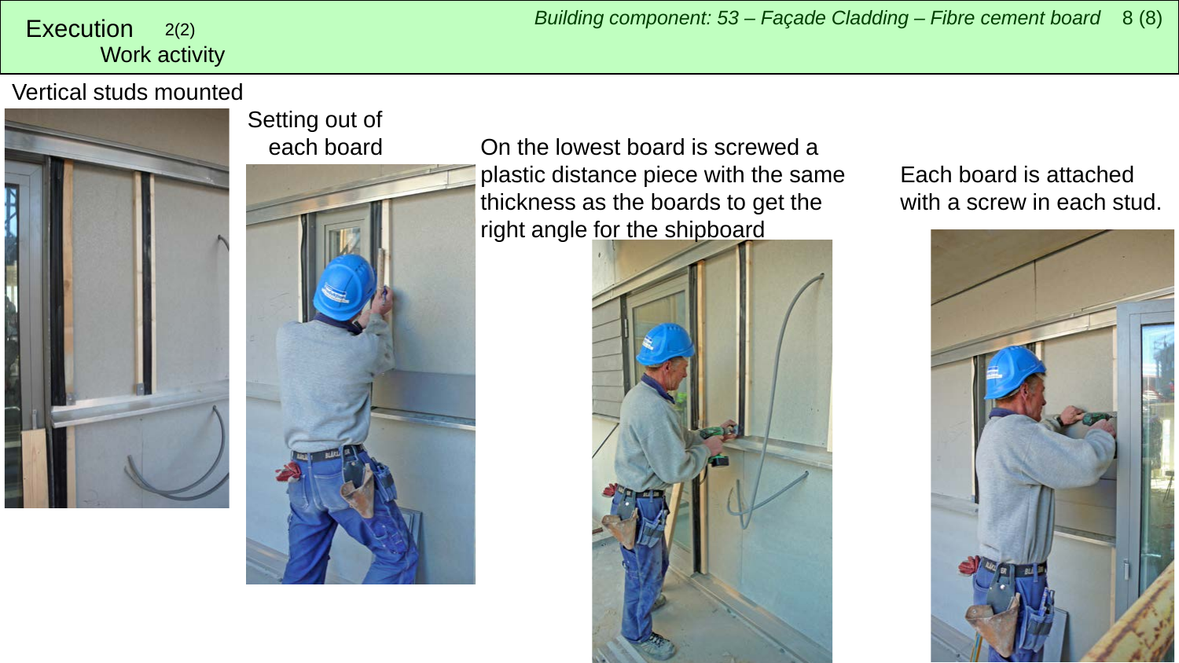# Execution 2(2)

## Work activity

*Building component: 53 – Façade Cladding – Fibre cement board*

Vertical studs mounted

Setting out of each board

On the lowest board is screwed a plastic distance piece with the same thickness as the boards to get the right angle for the shipboard

Each board is attached with a screw in each stud.